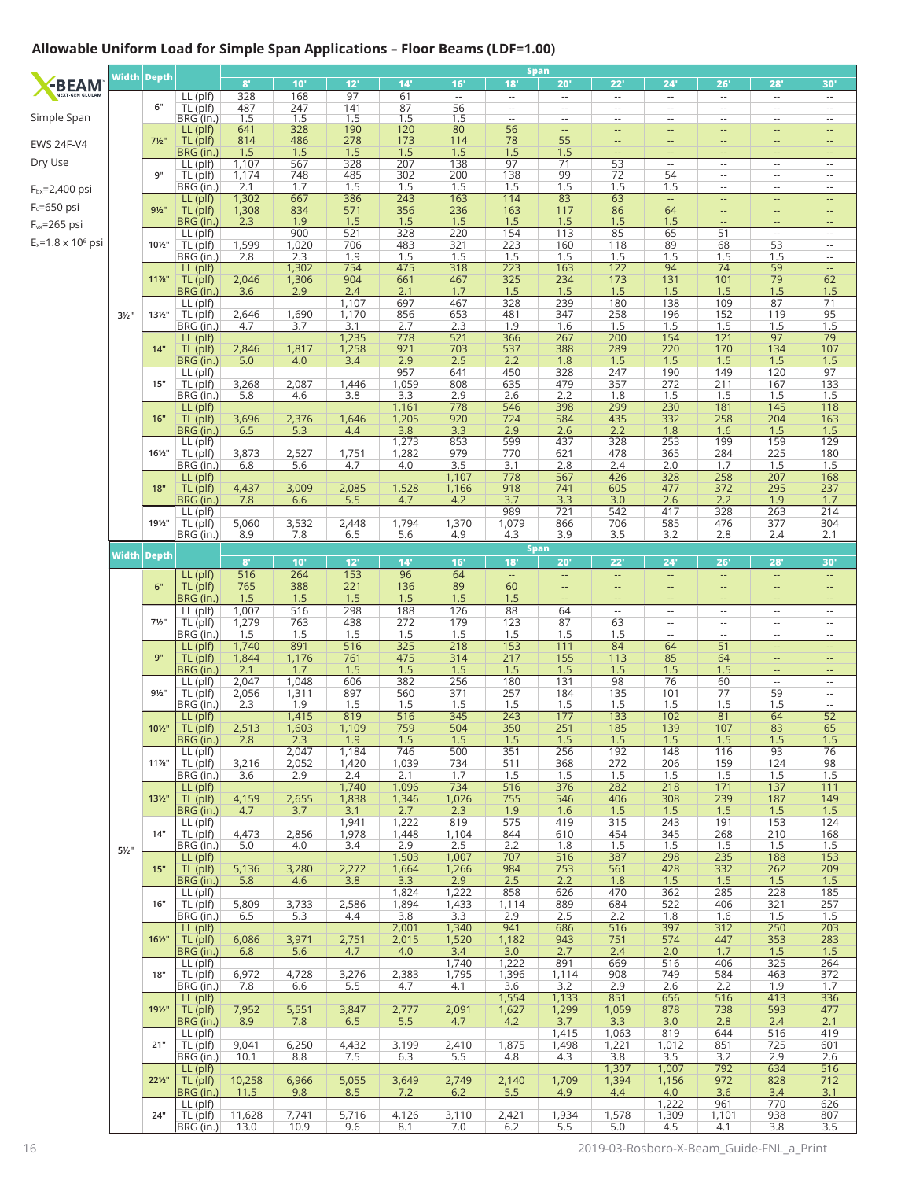## Allowable Uniform Load for Simple Span Applications – Floor Beams (LDF=1.00)

X-BEAM NEXT-GEN GLULAM

Simple Span

EWS 24F-V4

Dry Use

$F_{bx}$=2,400 psi

$F_c$=650 psi

$F_{vx}$=265 psi

$E_x$=1.8 x $10^6$ psi

| Width | Depth | | Span | | | | | | | | | | | |
|---|---|---|---|---|---|---|---|---|---|---|---|---|---|---|
| | | | 8' | 10' | 12' | 14' | 16' | 18' | 20' | 22' | 24' | 26' | 28' | 30' |
| 3½" | 6" | LL (plf) | 328 | 168 | 97 | 61 | -- | -- | -- | -- | -- | -- | -- | -- |
| | | TL (plf) | 487 | 247 | 141 | 87 | 56 | -- | -- | -- | -- | -- | -- | -- |
| | | BRG (in.) | 1.5 | 1.5 | 1.5 | 1.5 | 1.5 | -- | -- | -- | -- | -- | -- | -- |
| | 7½" | LL (plf) | 641 | 328 | 190 | 120 | 80 | 56 | -- | -- | -- | -- | -- | -- |
| | | TL (plf) | 814 | 486 | 278 | 173 | 114 | 78 | 55 | -- | -- | -- | -- | -- |
| | | BRG (in.) | 1.5 | 1.5 | 1.5 | 1.5 | 1.5 | 1.5 | 1.5 | -- | -- | -- | -- | -- |
| | 9" | LL (plf) | 1,107 | 567 | 328 | 207 | 138 | 97 | 71 | 53 | -- | -- | -- | -- |
| | | TL (plf) | 1,174 | 748 | 485 | 302 | 200 | 138 | 99 | 72 | 54 | -- | -- | -- |
| | | BRG (in.) | 2.1 | 1.7 | 1.5 | 1.5 | 1.5 | 1.5 | 1.5 | 1.5 | 1.5 | -- | -- | -- |
| | 9½" | LL (plf) | 1,302 | 667 | 386 | 243 | 163 | 114 | 83 | 63 | -- | -- | -- | -- |
| | | TL (plf) | 1,308 | 834 | 571 | 356 | 236 | 163 | 117 | 86 | 64 | -- | -- | -- |
| | | BRG (in.) | 2.3 | 1.9 | 1.5 | 1.5 | 1.5 | 1.5 | 1.5 | 1.5 | 1.5 | -- | -- | -- |
| | 10½" | LL (plf) | | 900 | 521 | 328 | 220 | 154 | 113 | 85 | 65 | 51 | -- | -- |
| | | TL (plf) | 1,599 | 1,020 | 706 | 483 | 321 | 223 | 160 | 118 | 89 | 68 | 53 | -- |
| | | BRG (in.) | 2.8 | 2.3 | 1.9 | 1.5 | 1.5 | 1.5 | 1.5 | 1.5 | 1.5 | 1.5 | 1.5 | -- |
| | 11⅞" | LL (plf) | | 1,302 | 754 | 475 | 318 | 223 | 163 | 122 | 94 | 74 | 59 | -- |
| | | TL (plf) | 2,046 | 1,306 | 904 | 661 | 467 | 325 | 234 | 173 | 131 | 101 | 79 | 62 |
| | | BRG (in.) | 3.6 | 2.9 | 2.4 | 2.1 | 1.7 | 1.5 | 1.5 | 1.5 | 1.5 | 1.5 | 1.5 | 1.5 |
| | 13½" | LL (plf) | | | 1,107 | 697 | 467 | 328 | 239 | 180 | 138 | 109 | 87 | 71 |
| | | TL (plf) | 2,646 | 1,690 | 1,170 | 856 | 653 | 481 | 347 | 258 | 196 | 152 | 119 | 95 |
| | | BRG (in.) | 4.7 | 3.7 | 3.1 | 2.7 | 2.3 | 1.9 | 1.6 | 1.5 | 1.5 | 1.5 | 1.5 | 1.5 |
| | 14" | LL (plf) | | | 1,235 | 778 | 521 | 366 | 267 | 200 | 154 | 121 | 97 | 79 |
| | | TL (plf) | 2,846 | 1,817 | 1,258 | 921 | 703 | 537 | 388 | 289 | 220 | 170 | 134 | 107 |
| | | BRG (in.) | 5.0 | 4.0 | 3.4 | 2.9 | 2.5 | 2.2 | 1.8 | 1.5 | 1.5 | 1.5 | 1.5 | 1.5 |
| | 15" | LL (plf) | | | | 957 | 641 | 450 | 328 | 247 | 190 | 149 | 120 | 97 |
| | | TL (plf) | 3,268 | 2,087 | 1,446 | 1,059 | 808 | 635 | 479 | 357 | 272 | 211 | 167 | 133 |
| | | BRG (in.) | 5.8 | 4.6 | 3.8 | 3.3 | 2.9 | 2.6 | 2.2 | 1.8 | 1.5 | 1.5 | 1.5 | 1.5 |
| | 16" | LL (plf) | | | | 1,161 | 778 | 546 | 398 | 299 | 230 | 181 | 145 | 118 |
| | | TL (plf) | 3,696 | 2,376 | 1,646 | 1,205 | 920 | 724 | 584 | 435 | 332 | 258 | 204 | 163 |
| | | BRG (in.) | 6.5 | 5.3 | 4.4 | 3.8 | 3.3 | 2.9 | 2.6 | 2.2 | 1.8 | 1.6 | 1.5 | 1.5 |
| | 16½" | LL (plf) | | | | 1,273 | 853 | 599 | 437 | 328 | 253 | 199 | 159 | 129 |
| | | TL (plf) | 3,873 | 2,527 | 1,751 | 1,282 | 979 | 770 | 621 | 478 | 365 | 284 | 225 | 180 |
| | | BRG (in.) | 6.8 | 5.6 | 4.7 | 4.0 | 3.5 | 3.1 | 2.8 | 2.4 | 2.0 | 1.7 | 1.5 | 1.5 |
| | 18" | LL (plf) | | | | | 1,107 | 778 | 567 | 426 | 328 | 258 | 207 | 168 |
| | | TL (plf) | 4,437 | 3,009 | 2,085 | 1,528 | 1,166 | 918 | 741 | 605 | 477 | 372 | 295 | 237 |
| | | BRG (in.) | 7.8 | 6.6 | 5.5 | 4.7 | 4.2 | 3.7 | 3.3 | 3.0 | 2.6 | 2.2 | 1.9 | 1.7 |
| | 19½" | LL (plf) | | | | | | 989 | 721 | 542 | 417 | 328 | 263 | 214 |
| | | TL (plf) | 5,060 | 3,532 | 2,448 | 1,794 | 1,370 | 1,079 | 866 | 706 | 585 | 476 | 377 | 304 |
| | | BRG (in.) | 8.9 | 7.8 | 6.5 | 5.6 | 4.9 | 4.3 | 3.9 | 3.5 | 3.2 | 2.8 | 2.4 | 2.1 |

| Width | Depth | | Span | | | | | | | | | | | |
|---|---|---|---|---|---|---|---|---|---|---|---|---|---|---|
| | | | 8' | 10' | 12' | 14' | 16' | 18' | 20' | 22' | 24' | 26' | 28' | 30' |
| 5½" | 6" | LL (plf) | 516 | 264 | 153 | 96 | 64 | -- | -- | -- | -- | -- | -- | -- |
| | | TL (plf) | 765 | 388 | 221 | 136 | 89 | 60 | -- | -- | -- | -- | -- | -- |
| | | BRG (in.) | 1.5 | 1.5 | 1.5 | 1.5 | 1.5 | 1.5 | -- | -- | -- | -- | -- | -- |
| | 7½" | LL (plf) | 1,007 | 516 | 298 | 188 | 126 | 88 | 64 | -- | -- | -- | -- | -- |
| | | TL (plf) | 1,279 | 763 | 438 | 272 | 179 | 123 | 87 | 63 | -- | -- | -- | -- |
| | | BRG (in.) | 1.5 | 1.5 | 1.5 | 1.5 | 1.5 | 1.5 | 1.5 | 1.5 | -- | -- | -- | -- |
| | 9" | LL (plf) | 1,740 | 891 | 516 | 325 | 218 | 153 | 111 | 84 | 64 | 51 | -- | -- |
| | | TL (plf) | 1,844 | 1,176 | 761 | 475 | 314 | 217 | 155 | 113 | 85 | 64 | -- | -- |
| | | BRG (in.) | 2.1 | 1.7 | 1.5 | 1.5 | 1.5 | 1.5 | 1.5 | 1.5 | 1.5 | 1.5 | -- | -- |
| | 9½" | LL (plf) | 2,047 | 1,048 | 606 | 382 | 256 | 180 | 131 | 98 | 76 | 60 | -- | -- |
| | | TL (plf) | 2,056 | 1,311 | 897 | 560 | 371 | 257 | 184 | 135 | 101 | 77 | 59 | -- |
| | | BRG (in.) | 2.3 | 1.9 | 1.5 | 1.5 | 1.5 | 1.5 | 1.5 | 1.5 | 1.5 | 1.5 | 1.5 | -- |
| | 10½" | LL (plf) | | 1,415 | 819 | 516 | 345 | 243 | 177 | 133 | 102 | 81 | 64 | 52 |
| | | TL (plf) | 2,513 | 1,603 | 1,109 | 759 | 504 | 350 | 251 | 185 | 139 | 107 | 83 | 65 |
| | | BRG (in.) | 2.8 | 2.3 | 1.9 | 1.5 | 1.5 | 1.5 | 1.5 | 1.5 | 1.5 | 1.5 | 1.5 | 1.5 |
| | 11⅞" | LL (plf) | | 2,047 | 1,184 | 746 | 500 | 351 | 256 | 192 | 148 | 116 | 93 | 76 |
| | | TL (plf) | 3,216 | 2,052 | 1,420 | 1,039 | 734 | 511 | 368 | 272 | 206 | 159 | 124 | 98 |
| | | BRG (in.) | 3.6 | 2.9 | 2.4 | 2.1 | 1.7 | 1.5 | 1.5 | 1.5 | 1.5 | 1.5 | 1.5 | 1.5 |
| | 13½" | LL (plf) | | | 1,740 | 1,096 | 734 | 516 | 376 | 282 | 218 | 171 | 137 | 111 |
| | | TL (plf) | 4,159 | 2,655 | 1,838 | 1,346 | 1,026 | 755 | 546 | 406 | 308 | 239 | 187 | 149 |
| | | BRG (in.) | 4.7 | 3.7 | 3.1 | 2.7 | 2.3 | 1.9 | 1.6 | 1.5 | 1.5 | 1.5 | 1.5 | 1.5 |
| | 14" | LL (plf) | | | 1,941 | 1,222 | 819 | 575 | 419 | 315 | 243 | 191 | 153 | 124 |
| | | TL (plf) | 4,473 | 2,856 | 1,978 | 1,448 | 1,104 | 844 | 610 | 454 | 345 | 268 | 210 | 168 |
| | | BRG (in.) | 5.0 | 4.0 | 3.4 | 2.9 | 2.5 | 2.2 | 1.8 | 1.5 | 1.5 | 1.5 | 1.5 | 1.5 |
| | 15" | LL (plf) | | | | 1,503 | 1,007 | 707 | 516 | 387 | 298 | 235 | 188 | 153 |
| | | TL (plf) | 5,136 | 3,280 | 2,272 | 1,664 | 1,266 | 984 | 753 | 561 | 428 | 332 | 262 | 209 |
| | | BRG (in.) | 5.8 | 4.6 | 3.8 | 3.3 | 2.9 | 2.5 | 2.2 | 1.8 | 1.5 | 1.5 | 1.5 | 1.5 |
| | 16" | LL (plf) | | | | 1,824 | 1,222 | 858 | 626 | 470 | 362 | 285 | 228 | 185 |
| | | TL (plf) | 5,809 | 3,733 | 2,586 | 1,894 | 1,433 | 1,114 | 889 | 684 | 522 | 406 | 321 | 257 |
| | | BRG (in.) | 6.5 | 5.3 | 4.4 | 3.8 | 3.3 | 2.9 | 2.5 | 2.2 | 1.8 | 1.6 | 1.5 | 1.5 |
| | 16½" | LL (plf) | | | | 2,001 | 1,340 | 941 | 686 | 516 | 397 | 312 | 250 | 203 |
| | | TL (plf) | 6,086 | 3,971 | 2,751 | 2,015 | 1,520 | 1,182 | 943 | 751 | 574 | 447 | 353 | 283 |
| | | BRG (in.) | 6.8 | 5.6 | 4.7 | 4.0 | 3.4 | 3.0 | 2.7 | 2.4 | 2.0 | 1.7 | 1.5 | 1.5 |
| | 18" | LL (plf) | | | | | 1,740 | 1,222 | 891 | 669 | 516 | 406 | 325 | 264 |
| | | TL (plf) | 6,972 | 4,728 | 3,276 | 2,383 | 1,795 | 1,396 | 1,114 | 908 | 749 | 584 | 463 | 372 |
| | | BRG (in.) | 7.8 | 6.6 | 5.5 | 4.7 | 4.1 | 3.6 | 3.2 | 2.9 | 2.6 | 2.2 | 1.9 | 1.7 |
| | 19½" | LL (plf) | | | | | | 1,554 | 1,133 | 851 | 656 | 516 | 413 | 336 |
| | | TL (plf) | 7,952 | 5,551 | 3,847 | 2,777 | 2,091 | 1,627 | 1,299 | 1,059 | 878 | 738 | 593 | 477 |
| | | BRG (in.) | 8.9 | 7.8 | 6.5 | 5.5 | 4.7 | 4.2 | 3.7 | 3.3 | 3.0 | 2.8 | 2.4 | 2.1 |
| | 21" | LL (plf) | | | | | | | 1,415 | 1,063 | 819 | 644 | 516 | 419 |
| | | TL (plf) | 9,041 | 6,250 | 4,432 | 3,199 | 2,410 | 1,875 | 1,498 | 1,221 | 1,012 | 851 | 725 | 601 |
| | | BRG (in.) | 10.1 | 8.8 | 7.5 | 6.3 | 5.5 | 4.8 | 4.3 | 3.8 | 3.5 | 3.2 | 2.9 | 2.6 |
| | 22½" | LL (plf) | | | | | | | | 1,307 | 1,007 | 792 | 634 | 516 |
| | | TL (plf) | 10,258 | 6,966 | 5,055 | 3,649 | 2,749 | 2,140 | 1,709 | 1,394 | 1,156 | 972 | 828 | 712 |
| | | BRG (in.) | 11.5 | 9.8 | 8.5 | 7.2 | 6.2 | 5.5 | 4.9 | 4.4 | 4.0 | 3.6 | 3.4 | 3.1 |
| | 24" | LL (plf) | | | | | | | | | 1,222 | 961 | 770 | 626 |
| | | TL (plf) | 11,628 | 7,741 | 5,716 | 4,126 | 3,110 | 2,421 | 1,934 | 1,578 | 1,309 | 1,101 | 938 | 807 |
| | | BRG (in.) | 13.0 | 10.9 | 9.6 | 8.1 | 7.0 | 6.2 | 5.5 | 5.0 | 4.5 | 4.1 | 3.8 | 3.5 |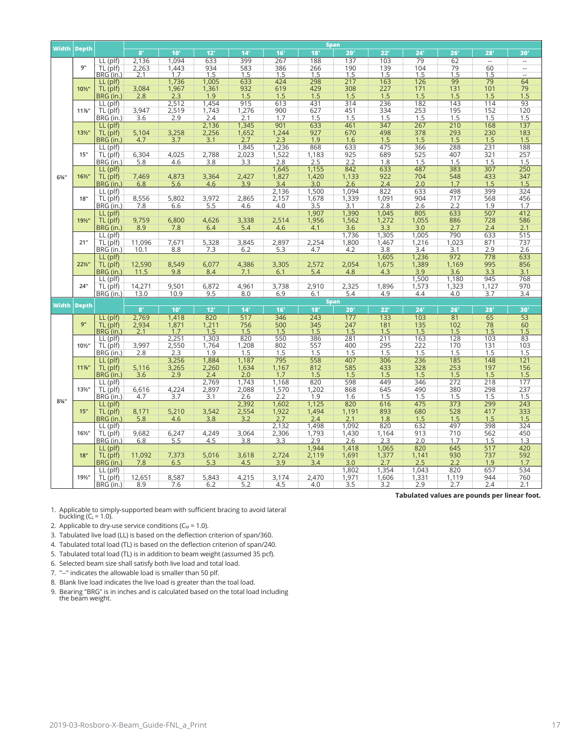| Width | Depth | | Span | | | | | | | | | | | |
|---|---|---|---|---|---|---|---|---|---|---|---|---|---|---|
| | | | 8' | 10' | 12' | 14' | 16' | 18' | 20' | 22' | 24' | 26' | 28' | 30' |
| 6¾" | 9" | LL (plf) | 2,136 | 1,094 | 633 | 399 | 267 | 188 | 137 | 103 | 79 | 62 | -- | -- |
| | | TL (plf) | 2,263 | 1,443 | 934 | 583 | 386 | 266 | 190 | 139 | 104 | 79 | 60 | -- |
| | | BRG (in.) | 2.1 | 1.7 | 1.5 | 1.5 | 1.5 | 1.5 | 1.5 | 1.5 | 1.5 | 1.5 | 1.5 | -- |
| | 10½" | LL (plf) | | 1,736 | 1,005 | 633 | 424 | 298 | 217 | 163 | 126 | 99 | 79 | 64 |
| | | TL (plf) | 3,084 | 1,967 | 1,361 | 932 | 619 | 429 | 308 | 227 | 171 | 131 | 101 | 79 |
| | | BRG (in.) | 2.8 | 2.3 | 1.9 | 1.5 | 1.5 | 1.5 | 1.5 | 1.5 | 1.5 | 1.5 | 1.5 | 1.5 |
| | 11⅞" | LL (plf) | | 2,512 | 1,454 | 915 | 613 | 431 | 314 | 236 | 182 | 143 | 114 | 93 |
| | | TL (plf) | 3,947 | 2,519 | 1,743 | 1,276 | 900 | 627 | 451 | 334 | 253 | 195 | 152 | 120 |
| | | BRG (in.) | 3.6 | 2.9 | 2.4 | 2.1 | 1.7 | 1.5 | 1.5 | 1.5 | 1.5 | 1.5 | 1.5 | 1.5 |
| | 13½" | LL (plf) | | | 2,136 | 1,345 | 901 | 633 | 461 | 347 | 267 | 210 | 168 | 137 |
| | | TL (plf) | 5,104 | 3,258 | 2,256 | 1,652 | 1,244 | 927 | 670 | 498 | 378 | 293 | 230 | 183 |
| | | BRG (in.) | 4.7 | 3.7 | 3.1 | 2.7 | 2.3 | 1.9 | 1.6 | 1.5 | 1.5 | 1.5 | 1.5 | 1.5 |
| | 15" | LL (plf) | | | | 1,845 | 1,236 | 868 | 633 | 475 | 366 | 288 | 231 | 188 |
| | | TL (plf) | 6,304 | 4,025 | 2,788 | 2,023 | 1,522 | 1,183 | 925 | 689 | 525 | 407 | 321 | 257 |
| | | BRG (in.) | 5.8 | 4.6 | 3.8 | 3.3 | 2.8 | 2.5 | 2.2 | 1.8 | 1.5 | 1.5 | 1.5 | 1.5 |
| | 16½" | LL (plf) | | | | | 1,645 | 1,155 | 842 | 633 | 487 | 383 | 307 | 250 |
| | | TL (plf) | 7,469 | 4,873 | 3,364 | 2,427 | 1,827 | 1,420 | 1,133 | 922 | 704 | 548 | 433 | 347 |
| | | BRG (in.) | 6.8 | 5.6 | 4.6 | 3.9 | 3.4 | 3.0 | 2.6 | 2.4 | 2.0 | 1.7 | 1.5 | 1.5 |
| | 18" | LL (plf) | | | | | 2,136 | 1,500 | 1,094 | 822 | 633 | 498 | 399 | 324 |
| | | TL (plf) | 8,556 | 5,802 | 3,972 | 2,865 | 2,157 | 1,678 | 1,339 | 1,091 | 904 | 717 | 568 | 456 |
| | | BRG (in.) | 7.8 | 6.6 | 5.5 | 4.6 | 4.0 | 3.5 | 3.1 | 2.8 | 2.6 | 2.2 | 1.9 | 1.7 |
| | 19½" | LL (plf) | | | | | | 1,907 | 1,390 | 1,045 | 805 | 633 | 507 | 412 |
| | | TL (plf) | 9,759 | 6,800 | 4,626 | 3,338 | 2,514 | 1,956 | 1,562 | 1,272 | 1,055 | 886 | 728 | 586 |
| | | BRG (in.) | 8.9 | 7.8 | 6.4 | 5.4 | 4.6 | 4.1 | 3.6 | 3.3 | 3.0 | 2.7 | 2.4 | 2.1 |
| | 21" | LL (plf) | | | | | | | 1,736 | 1,305 | 1,005 | 790 | 633 | 515 |
| | | TL (plf) | 11,096 | 7,671 | 5,328 | 3,845 | 2,897 | 2,254 | 1,800 | 1,467 | 1,216 | 1,023 | 871 | 737 |
| | | BRG (in.) | 10.1 | 8.8 | 7.3 | 6.2 | 5.3 | 4.7 | 4.2 | 3.8 | 3.4 | 3.1 | 2.9 | 2.6 |
| | 22½" | LL (plf) | | | | | | | | 1,605 | 1,236 | 972 | 778 | 633 |
| | | TL (plf) | 12,590 | 8,549 | 6,077 | 4,386 | 3,305 | 2,572 | 2,054 | 1,675 | 1,389 | 1,169 | 995 | 856 |
| | | BRG (in.) | 11.5 | 9.8 | 8.4 | 7.1 | 6.1 | 5.4 | 4.8 | 4.3 | 3.9 | 3.6 | 3.3 | 3.1 |
| | 24" | LL (plf) | | | | | | | | | 1,500 | 1,180 | 945 | 768 |
| | | TL (plf) | 14,271 | 9,501 | 6,872 | 4,961 | 3,738 | 2,910 | 2,325 | 1,896 | 1,573 | 1,323 | 1,127 | 970 |
| | | BRG (in.) | 13.0 | 10.9 | 9.5 | 8.0 | 6.9 | 6.1 | 5.4 | 4.9 | 4.4 | 4.0 | 3.7 | 3.4 |

| Width | Depth | | Span | | | | | | | | | | | |
|---|---|---|---|---|---|---|---|---|---|---|---|---|---|---|
| | | | 8' | 10' | 12' | 14' | 16' | 18' | 20' | 22' | 24' | 26' | 28' | 30' |
| 8¾" | 9" | LL (plf) | 2,769 | 1,418 | 820 | 517 | 346 | 243 | 177 | 133 | 103 | 81 | 65 | 53 |
| | | TL (plf) | 2,934 | 1,871 | 1,211 | 756 | 500 | 345 | 247 | 181 | 135 | 102 | 78 | 60 |
| | | BRG (in.) | 2.1 | 1.7 | 1.5 | 1.5 | 1.5 | 1.5 | 1.5 | 1.5 | 1.5 | 1.5 | 1.5 | 1.5 |
| | 10½" | LL (plf) | | 2,251 | 1,303 | 820 | 550 | 386 | 281 | 211 | 163 | 128 | 103 | 83 |
| | | TL (plf) | 3,997 | 2,550 | 1,764 | 1,208 | 802 | 557 | 400 | 295 | 222 | 170 | 131 | 103 |
| | | BRG (in.) | 2.8 | 2.3 | 1.9 | 1.5 | 1.5 | 1.5 | 1.5 | 1.5 | 1.5 | 1.5 | 1.5 | 1.5 |
| | 11⅞" | LL (plf) | | 3,256 | 1,884 | 1,187 | 795 | 558 | 407 | 306 | 236 | 185 | 148 | 121 |
| | | TL (plf) | 5,116 | 3,265 | 2,260 | 1,634 | 1,167 | 812 | 585 | 433 | 328 | 253 | 197 | 156 |
| | | BRG (in.) | 3.6 | 2.9 | 2.4 | 2.0 | 1.7 | 1.5 | 1.5 | 1.5 | 1.5 | 1.5 | 1.5 | 1.5 |
| | 13½" | LL (plf) | | | 2,769 | 1,743 | 1,168 | 820 | 598 | 449 | 346 | 272 | 218 | 177 |
| | | TL (plf) | 6,616 | 4,224 | 2,897 | 2,088 | 1,570 | 1,202 | 868 | 645 | 490 | 380 | 298 | 237 |
| | | BRG (in.) | 4.7 | 3.7 | 3.1 | 2.6 | 2.2 | 1.9 | 1.6 | 1.5 | 1.5 | 1.5 | 1.5 | 1.5 |
| | 15" | LL (plf) | | | | 2,392 | 1,602 | 1,125 | 820 | 616 | 475 | 373 | 299 | 243 |
| | | TL (plf) | 8,171 | 5,210 | 3,542 | 2,554 | 1,922 | 1,494 | 1,191 | 893 | 680 | 528 | 417 | 333 |
| | | BRG (in.) | 5.8 | 4.6 | 3.8 | 3.2 | 2.7 | 2.4 | 2.1 | 1.8 | 1.5 | 1.5 | 1.5 | 1.5 |
| | 16½" | LL (plf) | | | | | 2,132 | 1,498 | 1,092 | 820 | 632 | 497 | 398 | 324 |
| | | TL (plf) | 9,682 | 6,247 | 4,249 | 3,064 | 2,306 | 1,793 | 1,430 | 1,164 | 913 | 710 | 562 | 450 |
| | | BRG (in.) | 6.8 | 5.5 | 4.5 | 3.8 | 3.3 | 2.9 | 2.6 | 2.3 | 2.0 | 1.7 | 1.5 | 1.3 |
| | 18" | LL (plf) | | | | | | 1,944 | 1,418 | 1,065 | 820 | 645 | 517 | 420 |
| | | TL (plf) | 11,092 | 7,373 | 5,016 | 3,618 | 2,724 | 2,119 | 1,691 | 1,377 | 1,141 | 930 | 737 | 592 |
| | | BRG (in.) | 7.8 | 6.5 | 5.3 | 4.5 | 3.9 | 3.4 | 3.0 | 2.7 | 2.5 | 2.2 | 1.9 | 1.7 |
| | 19½" | LL (plf) | | | | | | | 1,802 | 1,354 | 1,043 | 820 | 657 | 534 |
| | | TL (plf) | 12,651 | 8,587 | 5,843 | 4,215 | 3,174 | 2,470 | 1,971 | 1,606 | 1,331 | 1,119 | 944 | 760 |
| | | BRG (in.) | 8.9 | 7.6 | 6.2 | 5.2 | 4.5 | 4.0 | 3.5 | 3.2 | 2.9 | 2.7 | 2.4 | 2.1 |

**Tabulated values are pounds per linear foot.**

1. Applicable to simply-supported beam with sufficient bracing to avoid lateral buckling ($C_L$ = 1.0).
2. Applicable to dry-use service conditions ($C_M$ = 1.0).
3. Tabulated live load (LL) is based on the deflection criterion of span/360.
4. Tabulated total load (TL) is based on the deflection criterion of span/240.
5. Tabulated total load (TL) is in addition to beam weight (assumed 35 pcf).
6. Selected beam size shall satisfy both live load and total load.
7. "--" indicates the allowable load is smaller than 50 plf.
8. Blank live load indicates the live load is greater than the toal load.
9. Bearing "BRG" is in inches and is calculated based on the total load including the beam weight.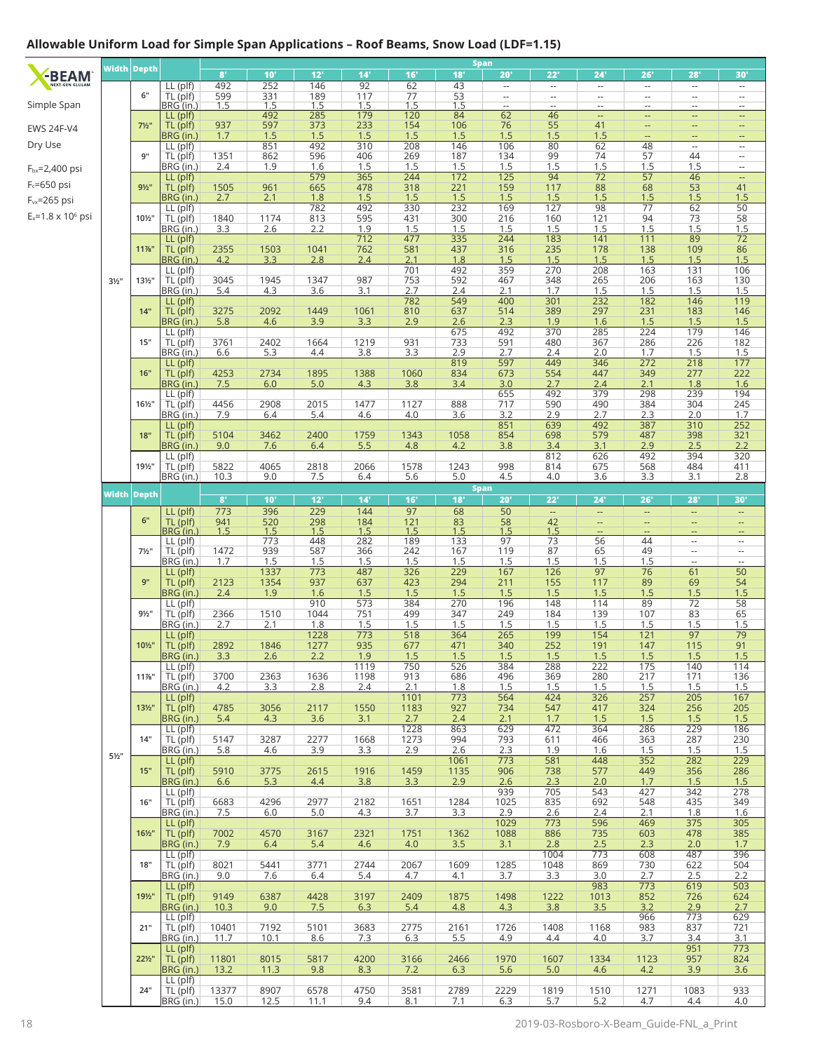## Allowable Uniform Load for Simple Span Applications – Roof Beams, Snow Load (LDF=1.15)

X-BEAM NEXT-GEN GLULAM

Simple Span

EWS 24F-V4

Dry Use

$F_{bx}$=2,400 psi

$F_c$=650 psi

$F_{vx}$=265 psi

$E_x$=1.8 x $10^6$ psi

| Width | Depth | | 8' | 10' | 12' | 14' | 16' | 18' | 20' | 22' | 24' | 26' | 28' | 30' |
|---|---|---|---|---|---|---|---|---|---|---|---|---|---|---|
| 3½" | 6" | LL (plf) | 492 | 252 | 146 | 92 | 62 | 43 | -- | -- | -- | -- | -- | -- |
| | | TL (plf) | 599 | 331 | 189 | 117 | 77 | 53 | -- | -- | -- | -- | -- | -- |
| | | BRG (in.) | 1.5 | 1.5 | 1.5 | 1.5 | 1.5 | 1.5 | -- | -- | -- | -- | -- | -- |
| | 7½" | LL (plf) | | 492 | 285 | 179 | 120 | 84 | 62 | 46 | -- | -- | -- | -- |
| | | TL (plf) | 937 | 597 | 373 | 233 | 154 | 106 | 76 | 55 | 41 | -- | -- | -- |
| | | BRG (in.) | 1.7 | 1.5 | 1.5 | 1.5 | 1.5 | 1.5 | 1.5 | 1.5 | 1.5 | -- | -- | -- |
| | 9" | LL (plf) | | 851 | 492 | 310 | 208 | 146 | 106 | 80 | 62 | 48 | -- | -- |
| | | TL (plf) | 1351 | 862 | 596 | 406 | 269 | 187 | 134 | 99 | 74 | 57 | 44 | -- |
| | | BRG (in.) | 2.4 | 1.9 | 1.6 | 1.5 | 1.5 | 1.5 | 1.5 | 1.5 | 1.5 | 1.5 | 1.5 | -- |
| | 9½" | LL (plf) | | | 579 | 365 | 244 | 172 | 125 | 94 | 72 | 57 | 46 | -- |
| | | TL (plf) | 1505 | 961 | 665 | 478 | 318 | 221 | 159 | 117 | 88 | 68 | 53 | 41 |
| | | BRG (in.) | 2.7 | 2.1 | 1.8 | 1.5 | 1.5 | 1.5 | 1.5 | 1.5 | 1.5 | 1.5 | 1.5 | 1.5 |
| | 10½" | LL (plf) | | | 782 | 492 | 330 | 232 | 169 | 127 | 98 | 77 | 62 | 50 |
| | | TL (plf) | 1840 | 1174 | 813 | 595 | 431 | 300 | 216 | 160 | 121 | 94 | 73 | 58 |
| | | BRG (in.) | 3.3 | 2.6 | 2.2 | 1.9 | 1.5 | 1.5 | 1.5 | 1.5 | 1.5 | 1.5 | 1.5 | 1.5 |
| | 11⅞" | LL (plf) | | | | 712 | 477 | 335 | 244 | 183 | 141 | 111 | 89 | 72 |
| | | TL (plf) | 2355 | 1503 | 1041 | 762 | 581 | 437 | 316 | 235 | 178 | 138 | 109 | 86 |
| | | BRG (in.) | 4.2 | 3.3 | 2.8 | 2.4 | 2.1 | 1.8 | 1.5 | 1.5 | 1.5 | 1.5 | 1.5 | 1.5 |
| | 13½" | LL (plf) | | | | | 701 | 492 | 359 | 270 | 208 | 163 | 131 | 106 |
| | | TL (plf) | 3045 | 1945 | 1347 | 987 | 753 | 592 | 467 | 348 | 265 | 206 | 163 | 130 |
| | | BRG (in.) | 5.4 | 4.3 | 3.6 | 3.1 | 2.7 | 2.4 | 2.1 | 1.7 | 1.5 | 1.5 | 1.5 | 1.5 |
| | 14" | LL (plf) | | | | | 782 | 549 | 400 | 301 | 232 | 182 | 146 | 119 |
| | | TL (plf) | 3275 | 2092 | 1449 | 1061 | 810 | 637 | 514 | 389 | 297 | 231 | 183 | 146 |
| | | BRG (in.) | 5.8 | 4.6 | 3.9 | 3.3 | 2.9 | 2.6 | 2.3 | 1.9 | 1.6 | 1.5 | 1.5 | 1.5 |
| | 15" | LL (plf) | | | | | | 675 | 492 | 370 | 285 | 224 | 179 | 146 |
| | | TL (plf) | 3761 | 2402 | 1664 | 1219 | 931 | 733 | 591 | 480 | 367 | 286 | 226 | 182 |
| | | BRG (in.) | 6.6 | 5.3 | 4.4 | 3.8 | 3.3 | 2.9 | 2.7 | 2.4 | 2.0 | 1.7 | 1.5 | 1.5 |
| | 16" | LL (plf) | | | | | | 819 | 597 | 449 | 346 | 272 | 218 | 177 |
| | | TL (plf) | 4253 | 2734 | 1895 | 1388 | 1060 | 834 | 673 | 554 | 447 | 349 | 277 | 222 |
| | | BRG (in.) | 7.5 | 6.0 | 5.0 | 4.3 | 3.8 | 3.4 | 3.0 | 2.7 | 2.4 | 2.1 | 1.8 | 1.6 |
| | 16½" | LL (plf) | | | | | | | 655 | 492 | 379 | 298 | 239 | 194 |
| | | TL (plf) | 4456 | 2908 | 2015 | 1477 | 1127 | 888 | 717 | 590 | 490 | 384 | 304 | 245 |
| | | BRG (in.) | 7.9 | 6.4 | 5.4 | 4.6 | 4.0 | 3.6 | 3.2 | 2.9 | 2.7 | 2.3 | 2.0 | 1.7 |
| | 18" | LL (plf) | | | | | | | 851 | 639 | 492 | 387 | 310 | 252 |
| | | TL (plf) | 5104 | 3462 | 2400 | 1759 | 1343 | 1058 | 854 | 698 | 579 | 487 | 398 | 321 |
| | | BRG (in.) | 9.0 | 7.6 | 6.4 | 5.5 | 4.8 | 4.2 | 3.8 | 3.4 | 3.1 | 2.9 | 2.5 | 2.2 |
| | 19½" | LL (plf) | | | | | | | | 812 | 626 | 492 | 394 | 320 |
| | | TL (plf) | 5822 | 4065 | 2818 | 2066 | 1578 | 1243 | 998 | 814 | 675 | 568 | 484 | 411 |
| | | BRG (in.) | 10.3 | 9.0 | 7.5 | 6.4 | 5.6 | 5.0 | 4.5 | 4.0 | 3.6 | 3.3 | 3.1 | 2.8 |

| Width | Depth | | 8' | 10' | 12' | 14' | 16' | 18' | 20' | 22' | 24' | 26' | 28' | 30' |
|---|---|---|---|---|---|---|---|---|---|---|---|---|---|---|
| 5½" | 6" | LL (plf) | 773 | 396 | 229 | 144 | 97 | 68 | 50 | -- | -- | -- | -- | -- |
| | | TL (plf) | 941 | 520 | 298 | 184 | 121 | 83 | 58 | 42 | -- | -- | -- | -- |
| | | BRG (in.) | 1.5 | 1.5 | 1.5 | 1.5 | 1.5 | 1.5 | 1.5 | 1.5 | -- | -- | -- | -- |
| | 7½" | LL (plf) | | 773 | 448 | 282 | 189 | 133 | 97 | 73 | 56 | 44 | -- | -- |
| | | TL (plf) | 1472 | 939 | 587 | 366 | 242 | 167 | 119 | 87 | 65 | 49 | -- | -- |
| | | BRG (in.) | 1.7 | 1.5 | 1.5 | 1.5 | 1.5 | 1.5 | 1.5 | 1.5 | 1.5 | 1.5 | -- | -- |
| | 9" | LL (plf) | | 1337 | 773 | 487 | 326 | 229 | 167 | 126 | 97 | 76 | 61 | 50 |
| | | TL (plf) | 2123 | 1354 | 937 | 637 | 423 | 294 | 211 | 155 | 117 | 89 | 69 | 54 |
| | | BRG (in.) | 2.4 | 1.9 | 1.6 | 1.5 | 1.5 | 1.5 | 1.5 | 1.5 | 1.5 | 1.5 | 1.5 | 1.5 |
| | 9½" | LL (plf) | | | 910 | 573 | 384 | 270 | 196 | 148 | 114 | 89 | 72 | 58 |
| | | TL (plf) | 2366 | 1510 | 1044 | 751 | 499 | 347 | 249 | 184 | 139 | 107 | 83 | 65 |
| | | BRG (in.) | 2.7 | 2.1 | 1.8 | 1.5 | 1.5 | 1.5 | 1.5 | 1.5 | 1.5 | 1.5 | 1.5 | 1.5 |
| | 10½" | LL (plf) | | | 1228 | 773 | 518 | 364 | 265 | 199 | 154 | 121 | 97 | 79 |
| | | TL (plf) | 2892 | 1846 | 1277 | 935 | 677 | 471 | 340 | 252 | 191 | 147 | 115 | 91 |
| | | BRG (in.) | 3.3 | 2.6 | 2.2 | 1.9 | 1.5 | 1.5 | 1.5 | 1.5 | 1.5 | 1.5 | 1.5 | 1.5 |
| | 11⅞" | LL (plf) | | | | 1119 | 750 | 526 | 384 | 288 | 222 | 175 | 140 | 114 |
| | | TL (plf) | 3700 | 2363 | 1636 | 1198 | 913 | 686 | 496 | 369 | 280 | 217 | 171 | 136 |
| | | BRG (in.) | 4.2 | 3.3 | 2.8 | 2.4 | 2.1 | 1.8 | 1.5 | 1.5 | 1.5 | 1.5 | 1.5 | 1.5 |
| | 13½" | LL (plf) | | | | | 1101 | 773 | 564 | 424 | 326 | 257 | 205 | 167 |
| | | TL (plf) | 4785 | 3056 | 2117 | 1550 | 1183 | 927 | 734 | 547 | 417 | 324 | 256 | 205 |
| | | BRG (in.) | 5.4 | 4.3 | 3.6 | 3.1 | 2.7 | 2.4 | 2.1 | 1.7 | 1.5 | 1.5 | 1.5 | 1.5 |
| | 14" | LL (plf) | | | | | 1228 | 863 | 629 | 472 | 364 | 286 | 229 | 186 |
| | | TL (plf) | 5147 | 3287 | 2277 | 1668 | 1273 | 994 | 793 | 611 | 466 | 363 | 287 | 230 |
| | | BRG (in.) | 5.8 | 4.6 | 3.9 | 3.3 | 2.9 | 2.6 | 2.3 | 1.9 | 1.6 | 1.5 | 1.5 | 1.5 |
| | 15" | LL (plf) | | | | | | 1061 | 773 | 581 | 448 | 352 | 282 | 229 |
| | | TL (plf) | 5910 | 3775 | 2615 | 1916 | 1459 | 1135 | 906 | 738 | 577 | 449 | 356 | 286 |
| | | BRG (in.) | 6.6 | 5.3 | 4.4 | 3.8 | 3.3 | 2.9 | 2.6 | 2.3 | 2.0 | 1.7 | 1.5 | 1.5 |
| | 16" | LL (plf) | | | | | | | 939 | 705 | 543 | 427 | 342 | 278 |
| | | TL (plf) | 6683 | 4296 | 2977 | 2182 | 1651 | 1284 | 1025 | 835 | 692 | 548 | 435 | 349 |
| | | BRG (in.) | 7.5 | 6.0 | 5.0 | 4.3 | 3.7 | 3.3 | 2.9 | 2.6 | 2.4 | 2.1 | 1.8 | 1.6 |
| | 16½" | LL (plf) | | | | | | | 1029 | 773 | 596 | 469 | 375 | 305 |
| | | TL (plf) | 7002 | 4570 | 3167 | 2321 | 1751 | 1362 | 1088 | 886 | 735 | 603 | 478 | 385 |
| | | BRG (in.) | 7.9 | 6.4 | 5.4 | 4.6 | 4.0 | 3.5 | 3.1 | 2.8 | 2.5 | 2.3 | 2.0 | 1.7 |
| | 18" | LL (plf) | | | | | | | | 1004 | 773 | 608 | 487 | 396 |
| | | TL (plf) | 8021 | 5441 | 3771 | 2744 | 2067 | 1609 | 1285 | 1048 | 869 | 730 | 622 | 504 |
| | | BRG (in.) | 9.0 | 7.6 | 6.4 | 5.4 | 4.7 | 4.1 | 3.7 | 3.3 | 3.0 | 2.7 | 2.5 | 2.2 |
| | 19½" | LL (plf) | | | | | | | | | 983 | 773 | 619 | 503 |
| | | TL (plf) | 9149 | 6387 | 4428 | 3197 | 2409 | 1875 | 1498 | 1222 | 1013 | 852 | 726 | 624 |
| | | BRG (in.) | 10.3 | 9.0 | 7.5 | 6.3 | 5.4 | 4.8 | 4.3 | 3.8 | 3.5 | 3.2 | 2.9 | 2.7 |
| | 21" | LL (plf) | | | | | | | | | | 966 | 773 | 629 |
| | | TL (plf) | 10401 | 7192 | 5101 | 3683 | 2775 | 2161 | 1726 | 1408 | 1168 | 983 | 837 | 721 |
| | | BRG (in.) | 11.7 | 10.1 | 8.6 | 7.3 | 6.3 | 5.5 | 4.9 | 4.4 | 4.0 | 3.7 | 3.4 | 3.1 |
| | 22½" | LL (plf) | | | | | | | | | | | 951 | 773 |
| | | TL (plf) | 11801 | 8015 | 5817 | 4200 | 3166 | 2466 | 1970 | 1607 | 1334 | 1123 | 957 | 824 |
| | | BRG (in.) | 13.2 | 11.3 | 9.8 | 8.3 | 7.2 | 6.3 | 5.6 | 5.0 | 4.6 | 4.2 | 3.9 | 3.6 |
| | 24" | LL (plf) | | | | | | | | | | | | |
| | | TL (plf) | 13377 | 8907 | 6578 | 4750 | 3581 | 2789 | 2229 | 1819 | 1510 | 1271 | 1083 | 933 |
| | | BRG (in.) | 15.0 | 12.5 | 11.1 | 9.4 | 8.1 | 7.1 | 6.3 | 5.7 | 5.2 | 4.7 | 4.4 | 4.0 |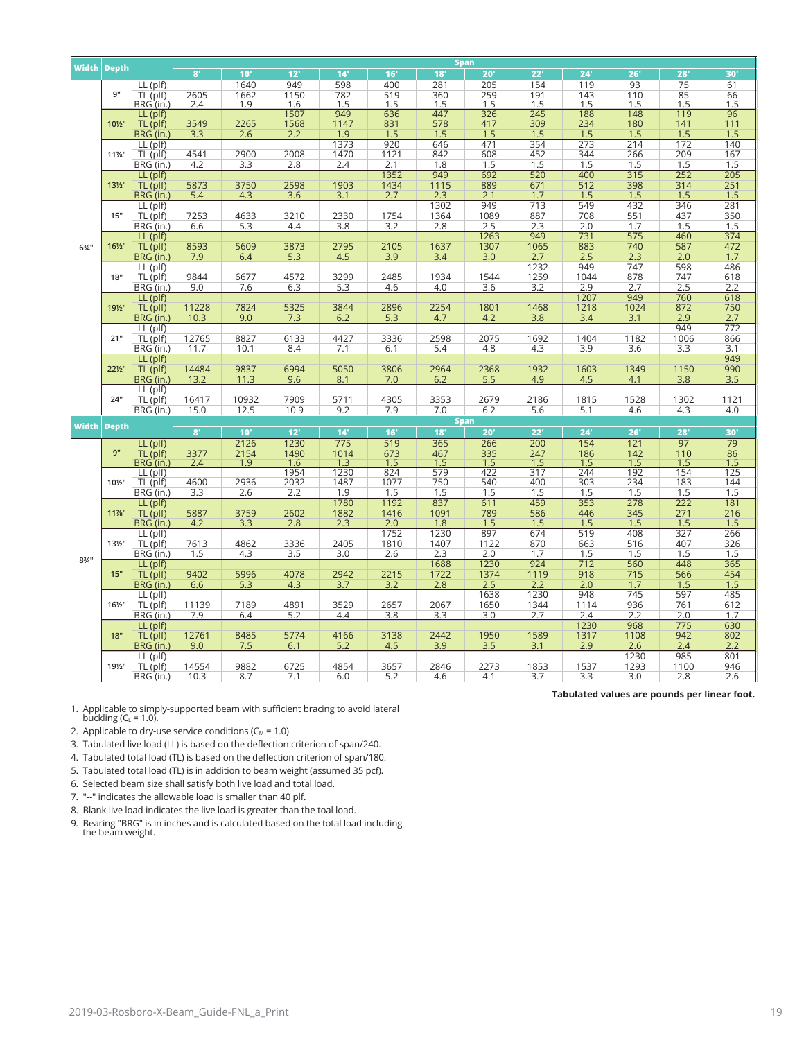| Width | Depth | | Span | | | | | | | | | | | |
|---|---|---|---|---|---|---|---|---|---|---|---|---|---|---|
| | | | 8' | 10' | 12' | 14' | 16' | 18' | 20' | 22' | 24' | 26' | 28' | 30' |
| 6¾" | 9" | LL (plf) | | 1640 | 949 | 598 | 400 | 281 | 205 | 154 | 119 | 93 | 75 | 61 |
| | | TL (plf) | 2605 | 1662 | 1150 | 782 | 519 | 360 | 259 | 191 | 143 | 110 | 85 | 66 |
| | | BRG (in.) | 2.4 | 1.9 | 1.6 | 1.5 | 1.5 | 1.5 | 1.5 | 1.5 | 1.5 | 1.5 | 1.5 | 1.5 |
| | 10½" | LL (plf) | | | 1507 | 949 | 636 | 447 | 326 | 245 | 188 | 148 | 119 | 96 |
| | | TL (plf) | 3549 | 2265 | 1568 | 1147 | 831 | 578 | 417 | 309 | 234 | 180 | 141 | 111 |
| | | BRG (in.) | 3.3 | 2.6 | 2.2 | 1.9 | 1.5 | 1.5 | 1.5 | 1.5 | 1.5 | 1.5 | 1.5 | 1.5 |
| | 11⅞" | LL (plf) | | | | 1373 | 920 | 646 | 471 | 354 | 273 | 214 | 172 | 140 |
| | | TL (plf) | 4541 | 2900 | 2008 | 1470 | 1121 | 842 | 608 | 452 | 344 | 266 | 209 | 167 |
| | | BRG (in.) | 4.2 | 3.3 | 2.8 | 2.4 | 2.1 | 1.8 | 1.5 | 1.5 | 1.5 | 1.5 | 1.5 | 1.5 |
| | 13½" | LL (plf) | | | | | 1352 | 949 | 692 | 520 | 400 | 315 | 252 | 205 |
| | | TL (plf) | 5873 | 3750 | 2598 | 1903 | 1434 | 1115 | 889 | 671 | 512 | 398 | 314 | 251 |
| | | BRG (in.) | 5.4 | 4.3 | 3.6 | 3.1 | 2.7 | 2.3 | 2.1 | 1.7 | 1.5 | 1.5 | 1.5 | 1.5 |
| | 15" | LL (plf) | | | | | | 1302 | 949 | 713 | 549 | 432 | 346 | 281 |
| | | TL (plf) | 7253 | 4633 | 3210 | 2330 | 1754 | 1364 | 1089 | 887 | 708 | 551 | 437 | 350 |
| | | BRG (in.) | 6.6 | 5.3 | 4.4 | 3.8 | 3.2 | 2.8 | 2.5 | 2.3 | 2.0 | 1.7 | 1.5 | 1.5 |
| | 16½" | LL (plf) | | | | | | | 1263 | 949 | 731 | 575 | 460 | 374 |
| | | TL (plf) | 8593 | 5609 | 3873 | 2795 | 2105 | 1637 | 1307 | 1065 | 883 | 740 | 587 | 472 |
| | | BRG (in.) | 7.9 | 6.4 | 5.3 | 4.5 | 3.9 | 3.4 | 3.0 | 2.7 | 2.5 | 2.3 | 2.0 | 1.7 |
| | 18" | LL (plf) | | | | | | | | 1232 | 949 | 747 | 598 | 486 |
| | | TL (plf) | 9844 | 6677 | 4572 | 3299 | 2485 | 1934 | 1544 | 1259 | 1044 | 878 | 747 | 618 |
| | | BRG (in.) | 9.0 | 7.6 | 6.3 | 5.3 | 4.6 | 4.0 | 3.6 | 3.2 | 2.9 | 2.7 | 2.5 | 2.2 |
| | 19½" | LL (plf) | | | | | | | | | 1207 | 949 | 760 | 618 |
| | | TL (plf) | 11228 | 7824 | 5325 | 3844 | 2896 | 2254 | 1801 | 1468 | 1218 | 1024 | 872 | 750 |
| | | BRG (in.) | 10.3 | 9.0 | 7.3 | 6.2 | 5.3 | 4.7 | 4.2 | 3.8 | 3.4 | 3.1 | 2.9 | 2.7 |
| | 21" | LL (plf) | | | | | | | | | | | 949 | 772 |
| | | TL (plf) | 12765 | 8827 | 6133 | 4427 | 3336 | 2598 | 2075 | 1692 | 1404 | 1182 | 1006 | 866 |
| | | BRG (in.) | 11.7 | 10.1 | 8.4 | 7.1 | 6.1 | 5.4 | 4.8 | 4.3 | 3.9 | 3.6 | 3.3 | 3.1 |
| | 22½" | LL (plf) | | | | | | | | | | | | 949 |
| | | TL (plf) | 14484 | 9837 | 6994 | 5050 | 3806 | 2964 | 2368 | 1932 | 1603 | 1349 | 1150 | 990 |
| | | BRG (in.) | 13.2 | 11.3 | 9.6 | 8.1 | 7.0 | 6.2 | 5.5 | 4.9 | 4.5 | 4.1 | 3.8 | 3.5 |
| | 24" | LL (plf) | | | | | | | | | | | | |
| | | TL (plf) | 16417 | 10932 | 7909 | 5711 | 4305 | 3353 | 2679 | 2186 | 1815 | 1528 | 1302 | 1121 |
| | | BRG (in.) | 15.0 | 12.5 | 10.9 | 9.2 | 7.9 | 7.0 | 6.2 | 5.6 | 5.1 | 4.6 | 4.3 | 4.0 |

| Width | Depth | | Span | | | | | | | | | | | |
|---|---|---|---|---|---|---|---|---|---|---|---|---|---|---|
| | | | 8' | 10' | 12' | 14' | 16' | 18' | 20' | 22' | 24' | 26' | 28' | 30' |
| 8¾" | 9" | LL (plf) | | 2126 | 1230 | 775 | 519 | 365 | 266 | 200 | 154 | 121 | 97 | 79 |
| | | TL (plf) | 3377 | 2154 | 1490 | 1014 | 673 | 467 | 335 | 247 | 186 | 142 | 110 | 86 |
| | | BRG (in.) | 2.4 | 1.9 | 1.6 | 1.3 | 1.5 | 1.5 | 1.5 | 1.5 | 1.5 | 1.5 | 1.5 | 1.5 |
| | 10½" | LL (plf) | | | 1954 | 1230 | 824 | 579 | 422 | 317 | 244 | 192 | 154 | 125 |
| | | TL (plf) | 4600 | 2936 | 2032 | 1487 | 1077 | 750 | 540 | 400 | 303 | 234 | 183 | 144 |
| | | BRG (in.) | 3.3 | 2.6 | 2.2 | 1.9 | 1.5 | 1.5 | 1.5 | 1.5 | 1.5 | 1.5 | 1.5 | 1.5 |
| | 11⅞" | LL (plf) | | | | 1780 | 1192 | 837 | 611 | 459 | 353 | 278 | 222 | 181 |
| | | TL (plf) | 5887 | 3759 | 2602 | 1882 | 1416 | 1091 | 789 | 586 | 446 | 345 | 271 | 216 |
| | | BRG (in.) | 4.2 | 3.3 | 2.8 | 2.3 | 2.0 | 1.8 | 1.5 | 1.5 | 1.5 | 1.5 | 1.5 | 1.5 |
| | 13½" | LL (plf) | | | | | 1752 | 1230 | 897 | 674 | 519 | 408 | 327 | 266 |
| | | TL (plf) | 7613 | 4862 | 3336 | 2405 | 1810 | 1407 | 1122 | 870 | 663 | 516 | 407 | 326 |
| | | BRG (in.) | 1.5 | 4.3 | 3.5 | 3.0 | 2.6 | 2.3 | 2.0 | 1.7 | 1.5 | 1.5 | 1.5 | 1.5 |
| | 15" | LL (plf) | | | | | | 1688 | 1230 | 924 | 712 | 560 | 448 | 365 |
| | | TL (plf) | 9402 | 5996 | 4078 | 2942 | 2215 | 1722 | 1374 | 1119 | 918 | 715 | 566 | 454 |
| | | BRG (in.) | 6.6 | 5.3 | 4.3 | 3.7 | 3.2 | 2.8 | 2.5 | 2.2 | 2.0 | 1.7 | 1.5 | 1.5 |
| | 16½" | LL (plf) | | | | | | | 1638 | 1230 | 948 | 745 | 597 | 485 |
| | | TL (plf) | 11139 | 7189 | 4891 | 3529 | 2657 | 2067 | 1650 | 1344 | 1114 | 936 | 761 | 612 |
| | | BRG (in.) | 7.9 | 6.4 | 5.2 | 4.4 | 3.8 | 3.3 | 3.0 | 2.7 | 2.4 | 2.2 | 2.0 | 1.7 |
| | 18" | LL (plf) | | | | | | | | | 1230 | 968 | 775 | 630 |
| | | TL (plf) | 12761 | 8485 | 5774 | 4166 | 3138 | 2442 | 1950 | 1589 | 1317 | 1108 | 942 | 802 |
| | | BRG (in.) | 9.0 | 7.5 | 6.1 | 5.2 | 4.5 | 3.9 | 3.5 | 3.1 | 2.9 | 2.6 | 2.4 | 2.2 |
| | 19½" | LL (plf) | | | | | | | | | | 1230 | 985 | 801 |
| | | TL (plf) | 14554 | 9882 | 6725 | 4854 | 3657 | 2846 | 2273 | 1853 | 1537 | 1293 | 1100 | 946 |
| | | BRG (in.) | 10.3 | 8.7 | 7.1 | 6.0 | 5.2 | 4.6 | 4.1 | 3.7 | 3.3 | 3.0 | 2.8 | 2.6 |

**Tabulated values are pounds per linear foot.**

1. Applicable to simply-supported beam with sufficient bracing to avoid lateral buckling ($C_L$ = 1.0).
2. Applicable to dry-use service conditions ($C_M$ = 1.0).
3. Tabulated live load (LL) is based on the deflection criterion of span/240.
4. Tabulated total load (TL) is based on the deflection criterion of span/180.
5. Tabulated total load (TL) is in addition to beam weight (assumed 35 pcf).
6. Selected beam size shall satisfy both live load and total load.
7. "--" indicates the allowable load is smaller than 40 plf.
8. Blank live load indicates the live load is greater than the toal load.
9. Bearing "BRG" is in inches and is calculated based on the total load including the beam weight.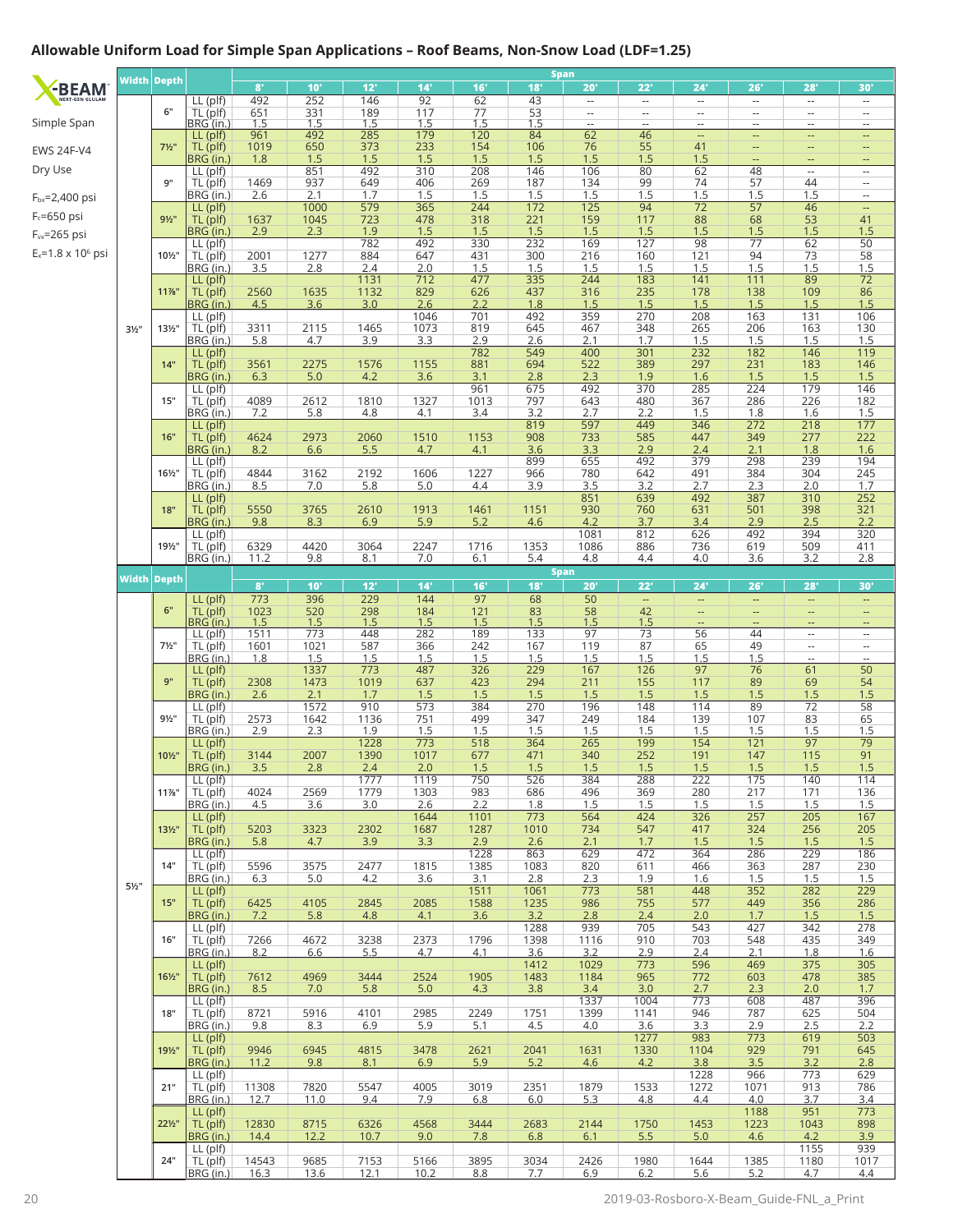## Allowable Uniform Load for Simple Span Applications – Roof Beams, Non-Snow Load (LDF=1.25)

X-BEAM NEXT-GEN GLULAM

Simple Span

EWS 24F-V4

Dry Use

$F_{bx}$=2,400 psi

$F_c$=650 psi

$F_{vx}$=265 psi

$E_x$=1.8 x $10^6$ psi

| Width | Depth | | 8' | 10' | 12' | 14' | 16' | 18' | 20' | 22' | 24' | 26' | 28' | 30' |
|---|---|---|---|---|---|---|---|---|---|---|---|---|---|---|
| 3½" | 6" | LL (plf) | 492 | 252 | 146 | 92 | 62 | 43 | -- | -- | -- | -- | -- | -- |
| | | TL (plf) | 651 | 331 | 189 | 117 | 77 | 53 | -- | -- | -- | -- | -- | -- |
| | | BRG (in.) | 1.5 | 1.5 | 1.5 | 1.5 | 1.5 | 1.5 | -- | -- | -- | -- | -- | -- |
| | 7½" | LL (plf) | 961 | 492 | 285 | 179 | 120 | 84 | 62 | 46 | -- | -- | -- | -- |
| | | TL (plf) | 1019 | 650 | 373 | 233 | 154 | 106 | 76 | 55 | 41 | -- | -- | -- |
| | | BRG (in.) | 1.8 | 1.5 | 1.5 | 1.5 | 1.5 | 1.5 | 1.5 | 1.5 | 1.5 | -- | -- | -- |
| | 9" | LL (plf) | | 851 | 492 | 310 | 208 | 146 | 106 | 80 | 62 | 48 | -- | -- |
| | | TL (plf) | 1469 | 937 | 649 | 406 | 269 | 187 | 134 | 99 | 74 | 57 | 44 | -- |
| | | BRG (in.) | 2.6 | 2.1 | 1.7 | 1.5 | 1.5 | 1.5 | 1.5 | 1.5 | 1.5 | 1.5 | 1.5 | -- |
| | 9½" | LL (plf) | | 1000 | 579 | 365 | 244 | 172 | 125 | 94 | 72 | 57 | 46 | -- |
| | | TL (plf) | 1637 | 1045 | 723 | 478 | 318 | 221 | 159 | 117 | 88 | 68 | 53 | 41 |
| | | BRG (in.) | 2.9 | 2.3 | 1.9 | 1.5 | 1.5 | 1.5 | 1.5 | 1.5 | 1.5 | 1.5 | 1.5 | 1.5 |
| | 10½" | LL (plf) | | | 782 | 492 | 330 | 232 | 169 | 127 | 98 | 77 | 62 | 50 |
| | | TL (plf) | 2001 | 1277 | 884 | 647 | 431 | 300 | 216 | 160 | 121 | 94 | 73 | 58 |
| | | BRG (in.) | 3.5 | 2.8 | 2.4 | 2.0 | 1.5 | 1.5 | 1.5 | 1.5 | 1.5 | 1.5 | 1.5 | 1.5 |
| | 11⅞" | LL (plf) | | | 1131 | 712 | 477 | 335 | 244 | 183 | 141 | 111 | 89 | 72 |
| | | TL (plf) | 2560 | 1635 | 1132 | 829 | 626 | 437 | 316 | 235 | 178 | 138 | 109 | 86 |
| | | BRG (in.) | 4.5 | 3.6 | 3.0 | 2.6 | 2.2 | 1.8 | 1.5 | 1.5 | 1.5 | 1.5 | 1.5 | 1.5 |
| | 13½" | LL (plf) | | | | 1046 | 701 | 492 | 359 | 270 | 208 | 163 | 131 | 106 |
| | | TL (plf) | 3311 | 2115 | 1465 | 1073 | 819 | 645 | 467 | 348 | 265 | 206 | 163 | 130 |
| | | BRG (in.) | 5.8 | 4.7 | 3.9 | 3.3 | 2.9 | 2.6 | 2.1 | 1.7 | 1.5 | 1.5 | 1.5 | 1.5 |
| | 14" | LL (plf) | | | | | 782 | 549 | 400 | 301 | 232 | 182 | 146 | 119 |
| | | TL (plf) | 3561 | 2275 | 1576 | 1155 | 881 | 694 | 522 | 389 | 297 | 231 | 183 | 146 |
| | | BRG (in.) | 6.3 | 5.0 | 4.2 | 3.6 | 3.1 | 2.8 | 2.3 | 1.9 | 1.6 | 1.5 | 1.5 | 1.5 |
| | 15" | LL (plf) | | | | | 961 | 675 | 492 | 370 | 285 | 224 | 179 | 146 |
| | | TL (plf) | 4089 | 2612 | 1810 | 1327 | 1013 | 797 | 643 | 480 | 367 | 286 | 226 | 182 |
| | | BRG (in.) | 7.2 | 5.8 | 4.8 | 4.1 | 3.4 | 3.2 | 2.7 | 2.2 | 1.5 | 1.8 | 1.6 | 1.5 |
| | 16" | LL (plf) | | | | | | 819 | 597 | 449 | 346 | 272 | 218 | 177 |
| | | TL (plf) | 4624 | 2973 | 2060 | 1510 | 1153 | 908 | 733 | 585 | 447 | 349 | 277 | 222 |
| | | BRG (in.) | 8.2 | 6.6 | 5.5 | 4.7 | 4.1 | 3.6 | 3.3 | 2.9 | 2.4 | 2.1 | 1.8 | 1.6 |
| | 16½" | LL (plf) | | | | | | 899 | 655 | 492 | 379 | 298 | 239 | 194 |
| | | TL (plf) | 4844 | 3162 | 2192 | 1606 | 1227 | 966 | 780 | 642 | 491 | 384 | 304 | 245 |
| | | BRG (in.) | 8.5 | 7.0 | 5.8 | 5.0 | 4.4 | 3.9 | 3.5 | 3.2 | 2.7 | 2.3 | 2.0 | 1.7 |
| | 18" | LL (plf) | | | | | | | 851 | 639 | 492 | 387 | 310 | 252 |
| | | TL (plf) | 5550 | 3765 | 2610 | 1913 | 1461 | 1151 | 930 | 760 | 631 | 501 | 398 | 321 |
| | | BRG (in.) | 9.8 | 8.3 | 6.9 | 5.9 | 5.2 | 4.6 | 4.2 | 3.7 | 3.4 | 2.9 | 2.5 | 2.2 |
| | 19½" | LL (plf) | | | | | | | 1081 | 812 | 626 | 492 | 394 | 320 |
| | | TL (plf) | 6329 | 4420 | 3064 | 2247 | 1716 | 1353 | 1086 | 886 | 736 | 619 | 509 | 411 |
| | | BRG (in.) | 11.2 | 9.8 | 8.1 | 7.0 | 6.1 | 5.4 | 4.8 | 4.4 | 4.0 | 3.6 | 3.2 | 2.8 |

| Width | Depth | | 8' | 10' | 12' | 14' | 16' | 18' | 20' | 22' | 24' | 26' | 28' | 30' |
|---|---|---|---|---|---|---|---|---|---|---|---|---|---|---|
| 5½" | 6" | LL (plf) | 773 | 396 | 229 | 144 | 97 | 68 | 50 | -- | -- | -- | -- | -- |
| | | TL (plf) | 1023 | 520 | 298 | 184 | 121 | 83 | 58 | 42 | -- | -- | -- | -- |
| | | BRG (in.) | 1.5 | 1.5 | 1.5 | 1.5 | 1.5 | 1.5 | 1.5 | 1.5 | -- | -- | -- | -- |
| | 7½" | LL (plf) | 1511 | 773 | 448 | 282 | 189 | 133 | 97 | 73 | 56 | 44 | -- | -- |
| | | TL (plf) | 1601 | 1021 | 587 | 366 | 242 | 167 | 119 | 87 | 65 | 49 | -- | -- |
| | | BRG (in.) | 1.8 | 1.5 | 1.5 | 1.5 | 1.5 | 1.5 | 1.5 | 1.5 | 1.5 | 1.5 | -- | -- |
| | 9" | LL (plf) | | 1337 | 773 | 487 | 326 | 229 | 167 | 126 | 97 | 76 | 61 | 50 |
| | | TL (plf) | 2308 | 1473 | 1019 | 637 | 423 | 294 | 211 | 155 | 117 | 89 | 69 | 54 |
| | | BRG (in.) | 2.6 | 2.1 | 1.7 | 1.5 | 1.5 | 1.5 | 1.5 | 1.5 | 1.5 | 1.5 | 1.5 | 1.5 |
| | 9½" | LL (plf) | | 1572 | 910 | 573 | 384 | 270 | 196 | 148 | 114 | 89 | 72 | 58 |
| | | TL (plf) | 2573 | 1642 | 1136 | 751 | 499 | 347 | 249 | 184 | 139 | 107 | 83 | 65 |
| | | BRG (in.) | 2.9 | 2.3 | 1.9 | 1.5 | 1.5 | 1.5 | 1.5 | 1.5 | 1.5 | 1.5 | 1.5 | 1.5 |
| | 10½" | LL (plf) | | | 1228 | 773 | 518 | 364 | 265 | 199 | 154 | 121 | 97 | 79 |
| | | TL (plf) | 3144 | 2007 | 1390 | 1017 | 677 | 471 | 340 | 252 | 191 | 147 | 115 | 91 |
| | | BRG (in.) | 3.5 | 2.8 | 2.4 | 2.0 | 1.5 | 1.5 | 1.5 | 1.5 | 1.5 | 1.5 | 1.5 | 1.5 |
| | 11⅞" | LL (plf) | | | 1777 | 1119 | 750 | 526 | 384 | 288 | 222 | 175 | 140 | 114 |
| | | TL (plf) | 4024 | 2569 | 1779 | 1303 | 983 | 686 | 496 | 369 | 280 | 217 | 171 | 136 |
| | | BRG (in.) | 4.5 | 3.6 | 3.0 | 2.6 | 2.2 | 1.8 | 1.5 | 1.5 | 1.5 | 1.5 | 1.5 | 1.5 |
| | 13½" | LL (plf) | | | | 1644 | 1101 | 773 | 564 | 424 | 326 | 257 | 205 | 167 |
| | | TL (plf) | 5203 | 3323 | 2302 | 1687 | 1287 | 1010 | 734 | 547 | 417 | 324 | 256 | 205 |
| | | BRG (in.) | 5.8 | 4.7 | 3.9 | 3.3 | 2.9 | 2.6 | 2.1 | 1.7 | 1.5 | 1.5 | 1.5 | 1.5 |
| | 14" | LL (plf) | | | | | 1228 | 863 | 629 | 472 | 364 | 286 | 229 | 186 |
| | | TL (plf) | 5596 | 3575 | 2477 | 1815 | 1385 | 1083 | 820 | 611 | 466 | 363 | 287 | 230 |
| | | BRG (in.) | 6.3 | 5.0 | 4.2 | 3.6 | 3.1 | 2.8 | 2.3 | 1.9 | 1.6 | 1.5 | 1.5 | 1.5 |
| | 15" | LL (plf) | | | | | 1511 | 1061 | 773 | 581 | 448 | 352 | 282 | 229 |
| | | TL (plf) | 6425 | 4105 | 2845 | 2085 | 1588 | 1235 | 986 | 755 | 577 | 449 | 356 | 286 |
| | | BRG (in.) | 7.2 | 5.8 | 4.8 | 4.1 | 3.6 | 3.2 | 2.8 | 2.4 | 2.0 | 1.7 | 1.5 | 1.5 |
| | 16" | LL (plf) | | | | | | 1288 | 939 | 705 | 543 | 427 | 342 | 278 |
| | | TL (plf) | 7266 | 4672 | 3238 | 2373 | 1796 | 1398 | 1116 | 910 | 703 | 548 | 435 | 349 |
| | | BRG (in.) | 8.2 | 6.6 | 5.5 | 4.7 | 4.1 | 3.6 | 3.2 | 2.9 | 2.4 | 2.1 | 1.8 | 1.6 |
| | 16½" | LL (plf) | | | | | | 1412 | 1029 | 773 | 596 | 469 | 375 | 305 |
| | | TL (plf) | 7612 | 4969 | 3444 | 2524 | 1905 | 1483 | 1184 | 965 | 772 | 603 | 478 | 385 |
| | | BRG (in.) | 8.5 | 7.0 | 5.8 | 5.0 | 4.3 | 3.8 | 3.4 | 3.0 | 2.7 | 2.3 | 2.0 | 1.7 |
| | 18" | LL (plf) | | | | | | | 1337 | 1004 | 773 | 608 | 487 | 396 |
| | | TL (plf) | 8721 | 5916 | 4101 | 2985 | 2249 | 1751 | 1399 | 1141 | 946 | 787 | 625 | 504 |
| | | BRG (in.) | 9.8 | 8.3 | 6.9 | 5.9 | 5.1 | 4.5 | 4.0 | 3.6 | 3.3 | 2.9 | 2.5 | 2.2 |
| | 19½" | LL (plf) | | | | | | | | 1277 | 983 | 773 | 619 | 503 |
| | | TL (plf) | 9946 | 6945 | 4815 | 3478 | 2621 | 2041 | 1631 | 1330 | 1104 | 929 | 791 | 645 |
| | | BRG (in.) | 11.2 | 9.8 | 8.1 | 6.9 | 5.9 | 5.2 | 4.6 | 4.2 | 3.8 | 3.5 | 3.2 | 2.8 |
| | 21" | LL (plf) | | | | | | | | | 1228 | 966 | 773 | 629 |
| | | TL (plf) | 11308 | 7820 | 5547 | 4005 | 3019 | 2351 | 1879 | 1533 | 1272 | 1071 | 913 | 786 |
| | | BRG (in.) | 12.7 | 11.0 | 9.4 | 7.9 | 6.8 | 6.0 | 5.3 | 4.8 | 4.4 | 4.0 | 3.7 | 3.4 |
| | 22½" | LL (plf) | | | | | | | | | | 1188 | 951 | 773 |
| | | TL (plf) | 12830 | 8715 | 6326 | 4568 | 3444 | 2683 | 2144 | 1750 | 1453 | 1223 | 1043 | 898 |
| | | BRG (in.) | 14.4 | 12.2 | 10.7 | 9.0 | 7.8 | 6.8 | 6.1 | 5.5 | 5.0 | 4.6 | 4.2 | 3.9 |
| | 24" | LL (plf) | | | | | | | | | | | 1155 | 939 |
| | | TL (plf) | 14543 | 9685 | 7153 | 5166 | 3895 | 3034 | 2426 | 1980 | 1644 | 1385 | 1180 | 1017 |
| | | BRG (in.) | 16.3 | 13.6 | 12.1 | 10.2 | 8.8 | 7.7 | 6.9 | 6.2 | 5.6 | 5.2 | 4.7 | 4.4 |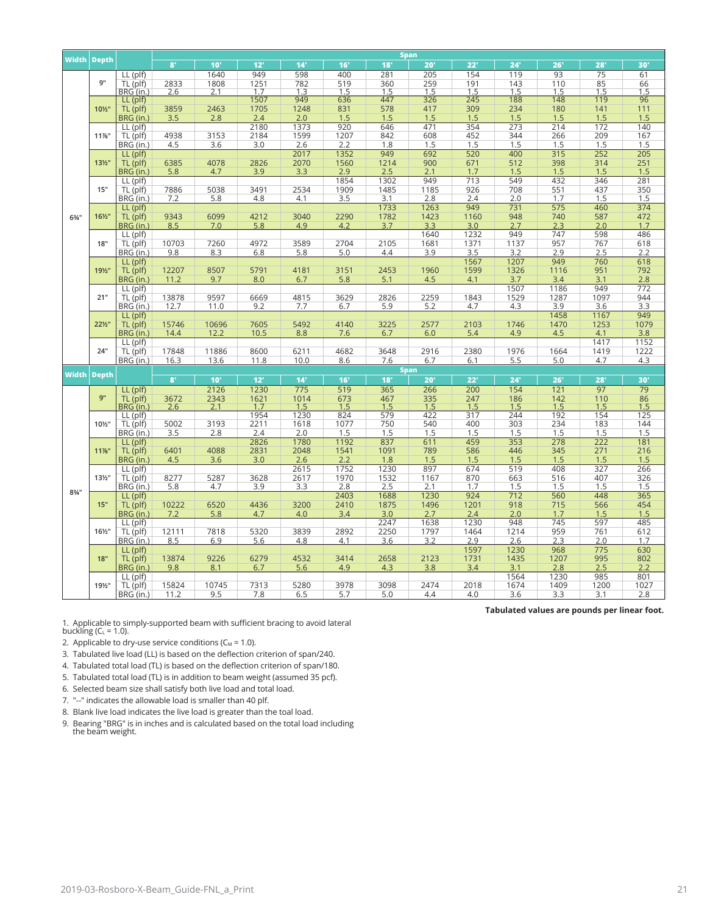| Width | Depth | | Span | | | | | | | | | | | |
|---|---|---|---|---|---|---|---|---|---|---|---|---|---|---|
| | | | 8' | 10' | 12' | 14' | 16' | 18' | 20' | 22' | 24' | 26' | 28' | 30' |
| 6¾" | 9" | LL (plf) | | 1640 | 949 | 598 | 400 | 281 | 205 | 154 | 119 | 93 | 75 | 61 |
| | | TL (plf) | 2833 | 1808 | 1251 | 782 | 519 | 360 | 259 | 191 | 143 | 110 | 85 | 66 |
| | | BRG (in.) | 2.6 | 2.1 | 1.7 | 1.3 | 1.5 | 1.5 | 1.5 | 1.5 | 1.5 | 1.5 | 1.5 | 1.5 |
| | 10½" | LL (plf) | | | 1507 | 949 | 636 | 447 | 326 | 245 | 188 | 148 | 119 | 96 |
| | | TL (plf) | 3859 | 2463 | 1705 | 1248 | 831 | 578 | 417 | 309 | 234 | 180 | 141 | 111 |
| | | BRG (in.) | 3.5 | 2.8 | 2.4 | 2.0 | 1.5 | 1.5 | 1.5 | 1.5 | 1.5 | 1.5 | 1.5 | 1.5 |
| | 11⅞" | LL (plf) | | | 2180 | 1373 | 920 | 646 | 471 | 354 | 273 | 214 | 172 | 140 |
| | | TL (plf) | 4938 | 3153 | 2184 | 1599 | 1207 | 842 | 608 | 452 | 344 | 266 | 209 | 167 |
| | | BRG (in.) | 4.5 | 3.6 | 3.0 | 2.6 | 2.2 | 1.8 | 1.5 | 1.5 | 1.5 | 1.5 | 1.5 | 1.5 |
| | 13½" | LL (plf) | | | | 2017 | 1352 | 949 | 692 | 520 | 400 | 315 | 252 | 205 |
| | | TL (plf) | 6385 | 4078 | 2826 | 2070 | 1560 | 1214 | 900 | 671 | 512 | 398 | 314 | 251 |
| | | BRG (in.) | 5.8 | 4.7 | 3.9 | 3.3 | 2.9 | 2.5 | 2.1 | 1.7 | 1.5 | 1.5 | 1.5 | 1.5 |
| | 15" | LL (plf) | | | | | 1854 | 1302 | 949 | 713 | 549 | 432 | 346 | 281 |
| | | TL (plf) | 7886 | 5038 | 3491 | 2534 | 1909 | 1485 | 1185 | 926 | 708 | 551 | 437 | 350 |
| | | BRG (in.) | 7.2 | 5.8 | 4.8 | 4.1 | 3.5 | 3.1 | 2.8 | 2.4 | 2.0 | 1.7 | 1.5 | 1.5 |
| | 16½" | LL (plf) | | | | | | 1733 | 1263 | 949 | 731 | 575 | 460 | 374 |
| | | TL (plf) | 9343 | 6099 | 4212 | 3040 | 2290 | 1782 | 1423 | 1160 | 948 | 740 | 587 | 472 |
| | | BRG (in.) | 8.5 | 7.0 | 5.8 | 4.9 | 4.2 | 3.7 | 3.3 | 3.0 | 2.7 | 2.3 | 2.0 | 1.7 |
| | 18" | LL (plf) | | | | | | | 1640 | 1232 | 949 | 747 | 598 | 486 |
| | | TL (plf) | 10703 | 7260 | 4972 | 3589 | 2704 | 2105 | 1681 | 1371 | 1137 | 957 | 767 | 618 |
| | | BRG (in.) | 9.8 | 8.3 | 6.8 | 5.8 | 5.0 | 4.4 | 3.9 | 3.5 | 3.2 | 2.9 | 2.5 | 2.2 |
| | 19½" | LL (plf) | | | | | | | | 1567 | 1207 | 949 | 760 | 618 |
| | | TL (plf) | 12207 | 8507 | 5791 | 4181 | 3151 | 2453 | 1960 | 1599 | 1326 | 1116 | 951 | 792 |
| | | BRG (in.) | 11.2 | 9.7 | 8.0 | 6.7 | 5.8 | 5.1 | 4.5 | 4.1 | 3.7 | 3.4 | 3.1 | 2.8 |
| | 21" | LL (plf) | | | | | | | | | 1507 | 1186 | 949 | 772 |
| | | TL (plf) | 13878 | 9597 | 6669 | 4815 | 3629 | 2826 | 2259 | 1843 | 1529 | 1287 | 1097 | 944 |
| | | BRG (in.) | 12.7 | 11.0 | 9.2 | 7.7 | 6.7 | 5.9 | 5.2 | 4.7 | 4.3 | 3.9 | 3.6 | 3.3 |
| | 22½" | LL (plf) | | | | | | | | | | 1458 | 1167 | 949 |
| | | TL (plf) | 15746 | 10696 | 7605 | 5492 | 4140 | 3225 | 2577 | 2103 | 1746 | 1470 | 1253 | 1079 |
| | | BRG (in.) | 14.4 | 12.2 | 10.5 | 8.8 | 7.6 | 6.7 | 6.0 | 5.4 | 4.9 | 4.5 | 4.1 | 3.8 |
| | 24" | LL (plf) | | | | | | | | | | | 1417 | 1152 |
| | | TL (plf) | 17848 | 11886 | 8600 | 6211 | 4682 | 3648 | 2916 | 2380 | 1976 | 1664 | 1419 | 1222 |
| | | BRG (in.) | 16.3 | 13.6 | 11.8 | 10.0 | 8.6 | 7.6 | 6.7 | 6.1 | 5.5 | 5.0 | 4.7 | 4.3 |

| Width | Depth | | Span | | | | | | | | | | | |
|---|---|---|---|---|---|---|---|---|---|---|---|---|---|---|
| | | | 8' | 10' | 12' | 14' | 16' | 18' | 20' | 22' | 24' | 26' | 28' | 30' |
| 8¾" | 9" | LL (plf) | | 2126 | 1230 | 775 | 519 | 365 | 266 | 200 | 154 | 121 | 97 | 79 |
| | | TL (plf) | 3672 | 2343 | 1621 | 1014 | 673 | 467 | 335 | 247 | 186 | 142 | 110 | 86 |
| | | BRG (in.) | 2.6 | 2.1 | 1.7 | 1.5 | 1.5 | 1.5 | 1.5 | 1.5 | 1.5 | 1.5 | 1.5 | 1.5 |
| | 10½" | LL (plf) | | | 1954 | 1230 | 824 | 579 | 422 | 317 | 244 | 192 | 154 | 125 |
| | | TL (plf) | 5002 | 3193 | 2211 | 1618 | 1077 | 750 | 540 | 400 | 303 | 234 | 183 | 144 |
| | | BRG (in.) | 3.5 | 2.8 | 2.4 | 2.0 | 1.5 | 1.5 | 1.5 | 1.5 | 1.5 | 1.5 | 1.5 | 1.5 |
| | 11⅞" | LL (plf) | | | 2826 | 1780 | 1192 | 837 | 611 | 459 | 353 | 278 | 222 | 181 |
| | | TL (plf) | 6401 | 4088 | 2831 | 2048 | 1541 | 1091 | 789 | 586 | 446 | 345 | 271 | 216 |
| | | BRG (in.) | 4.5 | 3.6 | 3.0 | 2.6 | 2.2 | 1.8 | 1.5 | 1.5 | 1.5 | 1.5 | 1.5 | 1.5 |
| | 13½" | LL (plf) | | | | 2615 | 1752 | 1230 | 897 | 674 | 519 | 408 | 327 | 266 |
| | | TL (plf) | 8277 | 5287 | 3628 | 2617 | 1970 | 1532 | 1167 | 870 | 663 | 516 | 407 | 326 |
| | | BRG (in.) | 5.8 | 4.7 | 3.9 | 3.3 | 2.8 | 2.5 | 2.1 | 1.7 | 1.5 | 1.5 | 1.5 | 1.5 |
| | 15" | LL (plf) | | | | | 2403 | 1688 | 1230 | 924 | 712 | 560 | 448 | 365 |
| | | TL (plf) | 10222 | 6520 | 4436 | 3200 | 2410 | 1875 | 1496 | 1201 | 918 | 715 | 566 | 454 |
| | | BRG (in.) | 7.2 | 5.8 | 4.7 | 4.0 | 3.4 | 3.0 | 2.7 | 2.4 | 2.0 | 1.7 | 1.5 | 1.5 |
| | 16½" | LL (plf) | | | | | | 2247 | 1638 | 1230 | 948 | 745 | 597 | 485 |
| | | TL (plf) | 12111 | 7818 | 5320 | 3839 | 2892 | 2250 | 1797 | 1464 | 1214 | 959 | 761 | 612 |
| | | BRG (in.) | 8.5 | 6.9 | 5.6 | 4.8 | 4.1 | 3.6 | 3.2 | 2.9 | 2.6 | 2.3 | 2.0 | 1.7 |
| | 18" | LL (plf) | | | | | | | | 1597 | 1230 | 968 | 775 | 630 |
| | | TL (plf) | 13874 | 9226 | 6279 | 4532 | 3414 | 2658 | 2123 | 1731 | 1435 | 1207 | 995 | 802 |
| | | BRG (in.) | 9.8 | 8.1 | 6.7 | 5.6 | 4.9 | 4.3 | 3.8 | 3.4 | 3.1 | 2.8 | 2.5 | 2.2 |
| | 19½" | LL (plf) | | | | | | | | | 1564 | 1230 | 985 | 801 |
| | | TL (plf) | 15824 | 10745 | 7313 | 5280 | 3978 | 3098 | 2474 | 2018 | 1674 | 1409 | 1200 | 1027 |
| | | BRG (in.) | 11.2 | 9.5 | 7.8 | 6.5 | 5.7 | 5.0 | 4.4 | 4.0 | 3.6 | 3.3 | 3.1 | 2.8 |

**Tabulated values are pounds per linear foot.**

1. Applicable to simply-supported beam with sufficient bracing to avoid lateral buckling ($C_L$ = 1.0).
2. Applicable to dry-use service conditions ($C_M$ = 1.0).
3. Tabulated live load (LL) is based on the deflection criterion of span/240.
4. Tabulated total load (TL) is based on the deflection criterion of span/180.
5. Tabulated total load (TL) is in addition to beam weight (assumed 35 pcf).
6. Selected beam size shall satisfy both live load and total load.
7. "--" indicates the allowable load is smaller than 40 plf.
8. Blank live load indicates the live load is greater than the toal load.
9. Bearing "BRG" is in inches and is calculated based on the total load including the beam weight.